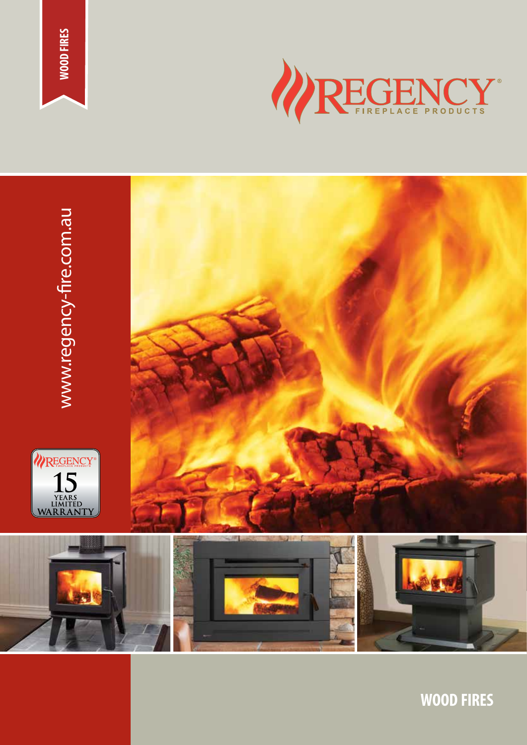WOOD FIRES

# REGENCY®

FIREPLACE PRODUCTS

www.regency-fire.com.au

REGENCY® FIREPLACE PRODUCTS 15 YEARS LIMITED WARRANTY

## WOOD FIRES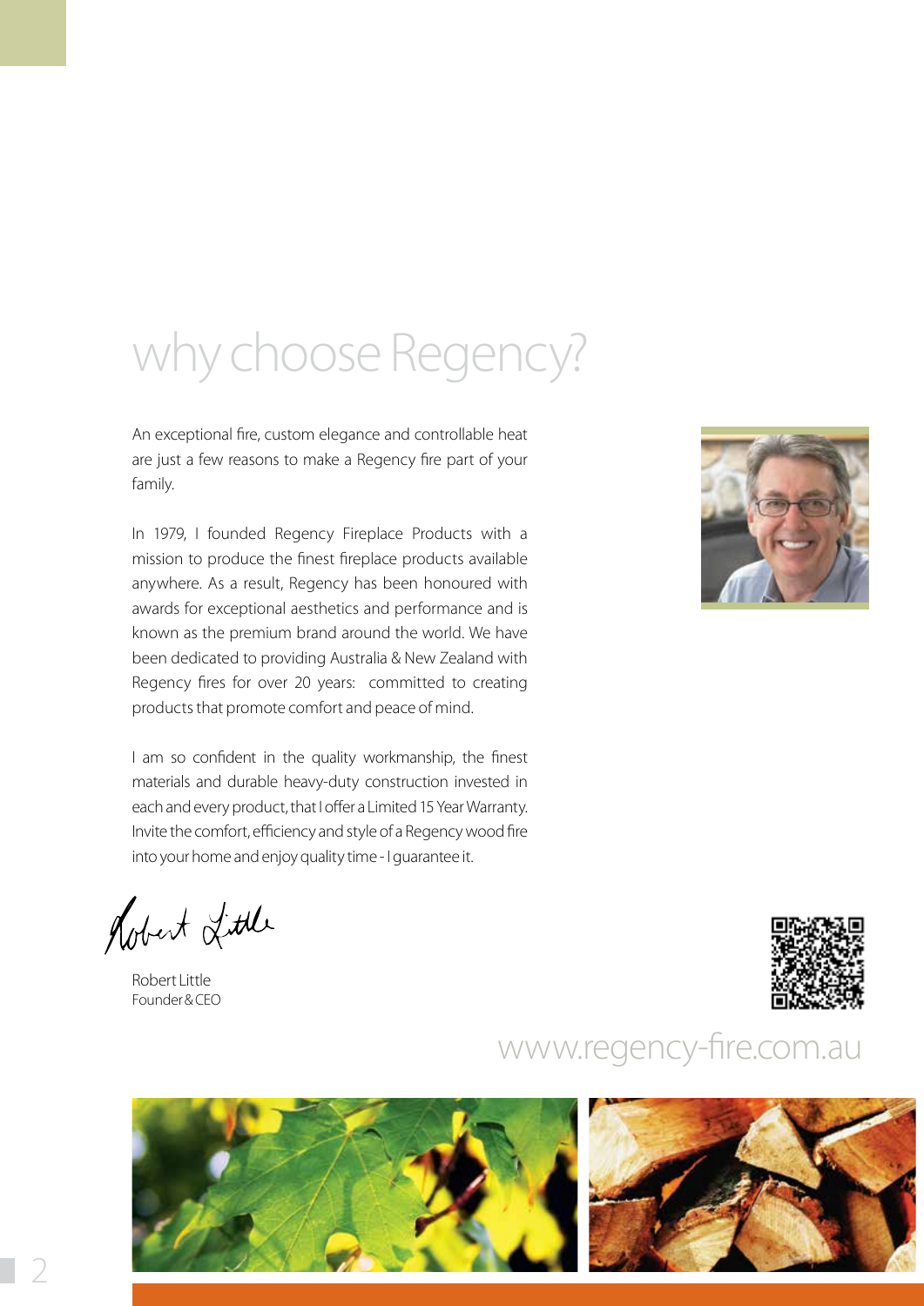# why choose Regency?

An exceptional fire, custom elegance and controllable heat are just a few reasons to make a Regency fire part of your family.

In 1979, I founded Regency Fireplace Products with a mission to produce the finest fireplace products available anywhere. As a result, Regency has been honoured with awards for exceptional aesthetics and performance and is known as the premium brand around the world. We have been dedicated to providing Australia & New Zealand with Regency fires for over 20 years: committed to creating products that promote comfort and peace of mind.

I am so confident in the quality workmanship, the finest materials and durable heavy-duty construction invested in each and every product, that I offer a Limited 15 Year Warranty. Invite the comfort, efficiency and style of a Regency wood fire into your home and enjoy quality time - I guarantee it.

Robert Little
Founder & CEO

www.regency-fire.com.au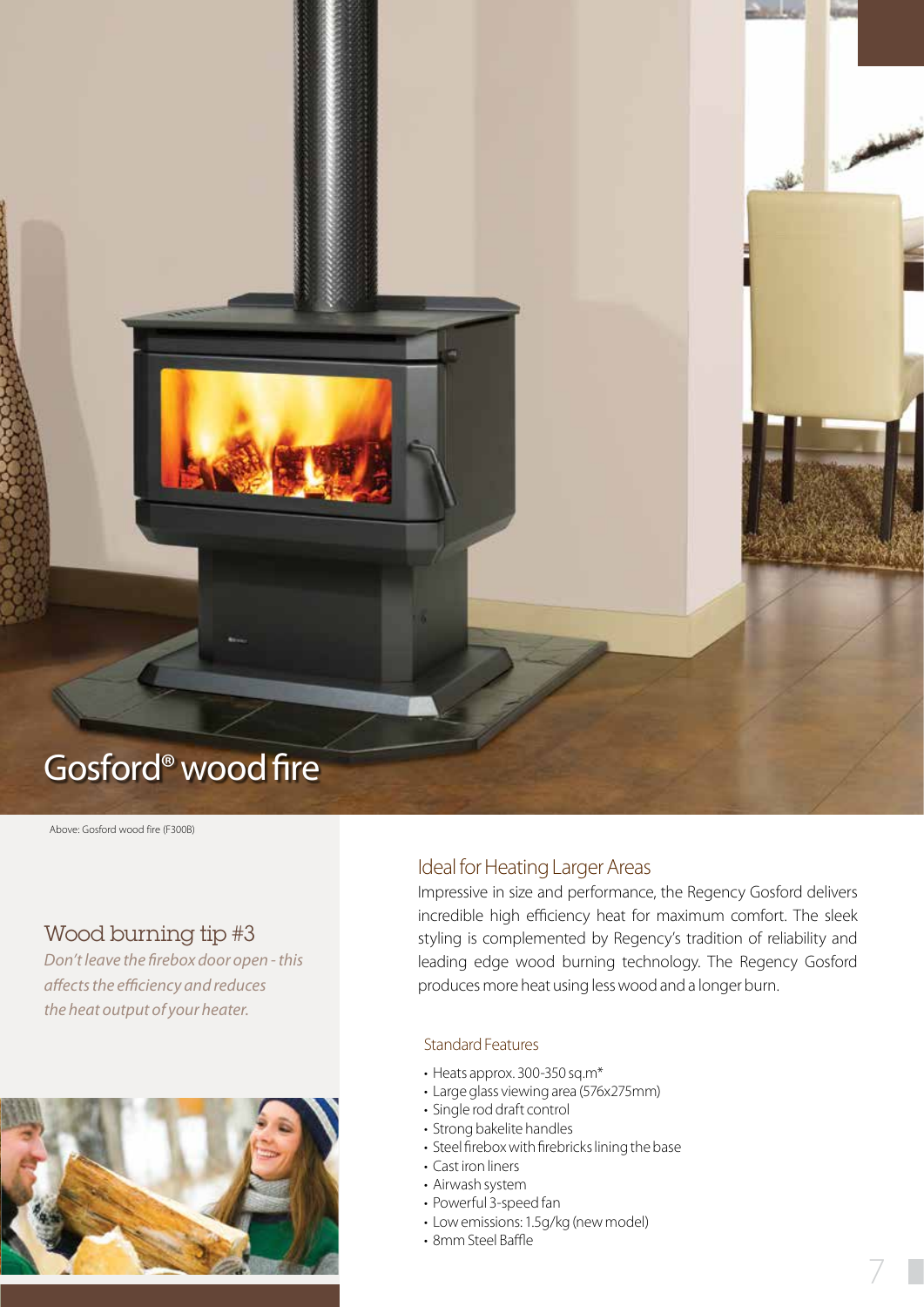# Gosford® wood fire

Above: Gosford wood fire (F300B)

### Wood burning tip #3

*Don't leave the firebox door open - this affects the efficiency and reduces the heat output of your heater.*

## Ideal for Heating Larger Areas

Impressive in size and performance, the Regency Gosford delivers incredible high efficiency heat for maximum comfort. The sleek styling is complemented by Regency's tradition of reliability and leading edge wood burning technology. The Regency Gosford produces more heat using less wood and a longer burn.

### Standard Features

- Heats approx. 300-350 sq.m*
- Large glass viewing area (576x275mm)
- Single rod draft control
- Strong bakelite handles
- Steel firebox with firebricks lining the base
- Cast iron liners
- Airwash system
- Powerful 3-speed fan
- Low emissions: 1.5g/kg (new model)
- 8mm Steel Baffle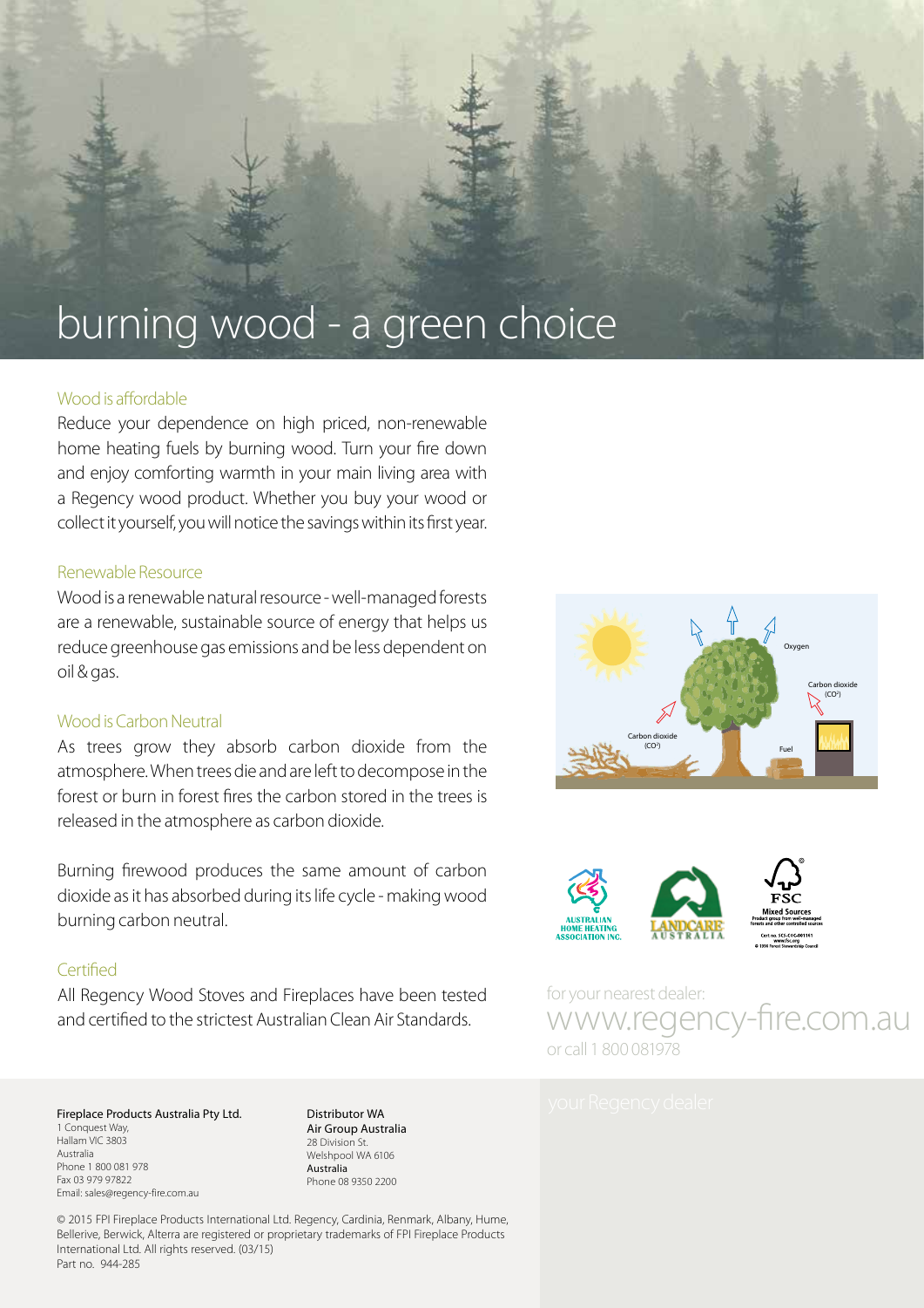# burning wood - a green choice

## Wood is affordable

Reduce your dependence on high priced, non-renewable home heating fuels by burning wood. Turn your fire down and enjoy comforting warmth in your main living area with a Regency wood product. Whether you buy your wood or collect it yourself, you will notice the savings within its first year.

## Renewable Resource

Wood is a renewable natural resource - well-managed forests are a renewable, sustainable source of energy that helps us reduce greenhouse gas emissions and be less dependent on oil & gas.

## Wood is Carbon Neutral

As trees grow they absorb carbon dioxide from the atmosphere. When trees die and are left to decompose in the forest or burn in forest fires the carbon stored in the trees is released in the atmosphere as carbon dioxide.

Burning firewood produces the same amount of carbon dioxide as it has absorbed during its life cycle - making wood burning carbon neutral.

Oxygen

Carbon dioxide ($CO^2$)

Carbon dioxide ($CO^2$)

Fuel

## Certified

All Regency Wood Stoves and Fireplaces have been tested and certified to the strictest Australian Clean Air Standards.

AUSTRALIAN HOME HEATING ASSOCIATION INC.

LANDCARE AUSTRALIA

FSC Mixed Sources Product group from well-managed forests and other controlled sources Cert no. SCS-COC-001161 www.fsc.org © 1996 Forest Stewardship Council

for your nearest dealer:
www.regency-fire.com.au
or call 1 800 081978

**Fireplace Products Australia Pty Ltd.**
1 Conquest Way,
Hallam VIC 3803
Australia
Phone 1 800 081 978
Fax 03 979 97822
Email: sales@regency-fire.com.au

**Distributor WA**
**Air Group Australia**
28 Division St.
Welshpool WA 6106
Australia
Phone 08 9350 2200

your Regency dealer

© 2015 FPI Fireplace Products International Ltd. Regency, Cardinia, Renmark, Albany, Hume, Bellerive, Berwick, Alterra are registered or proprietary trademarks of FPI Fireplace Products International Ltd. All rights reserved. (03/15)
Part no. 944-285